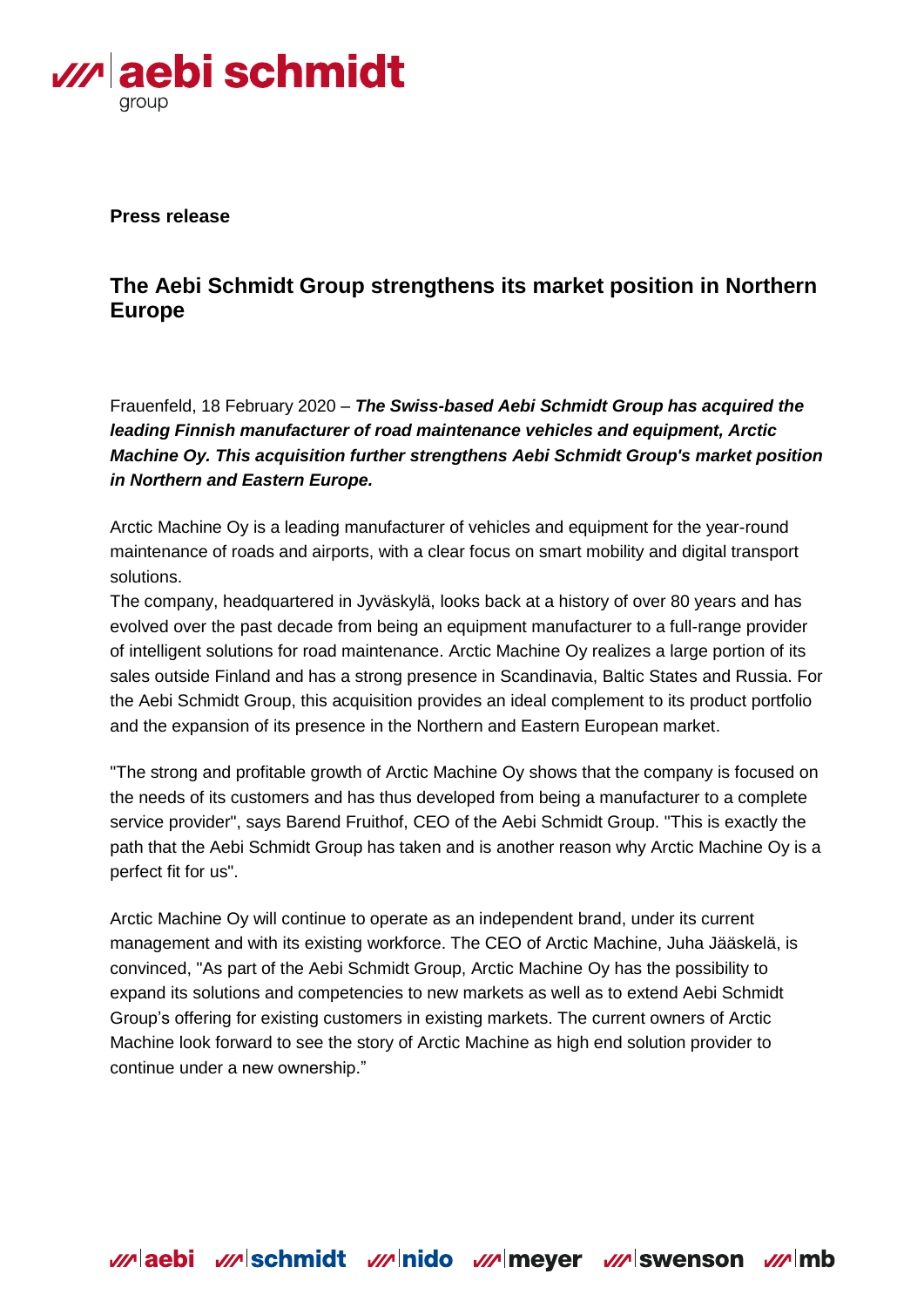**Press release**

## The Aebi Schmidt Group strengthens its market position in Northern Europe

Frauenfeld, 18 February 2020 – ***The Swiss-based Aebi Schmidt Group has acquired the leading Finnish manufacturer of road maintenance vehicles and equipment, Arctic Machine Oy. This acquisition further strengthens Aebi Schmidt Group's market position in Northern and Eastern Europe.***

Arctic Machine Oy is a leading manufacturer of vehicles and equipment for the year-round maintenance of roads and airports, with a clear focus on smart mobility and digital transport solutions.
The company, headquartered in Jyväskylä, looks back at a history of over 80 years and has evolved over the past decade from being an equipment manufacturer to a full-range provider of intelligent solutions for road maintenance. Arctic Machine Oy realizes a large portion of its sales outside Finland and has a strong presence in Scandinavia, Baltic States and Russia. For the Aebi Schmidt Group, this acquisition provides an ideal complement to its product portfolio and the expansion of its presence in the Northern and Eastern European market.

"The strong and profitable growth of Arctic Machine Oy shows that the company is focused on the needs of its customers and has thus developed from being a manufacturer to a complete service provider", says Barend Fruithof, CEO of the Aebi Schmidt Group. "This is exactly the path that the Aebi Schmidt Group has taken and is another reason why Arctic Machine Oy is a perfect fit for us".

Arctic Machine Oy will continue to operate as an independent brand, under its current management and with its existing workforce. The CEO of Arctic Machine, Juha Jääskelä, is convinced, "As part of the Aebi Schmidt Group, Arctic Machine Oy has the possibility to expand its solutions and competencies to new markets as well as to extend Aebi Schmidt Group's offering for existing customers in existing markets. The current owners of Arctic Machine look forward to see the story of Arctic Machine as high end solution provider to continue under a new ownership."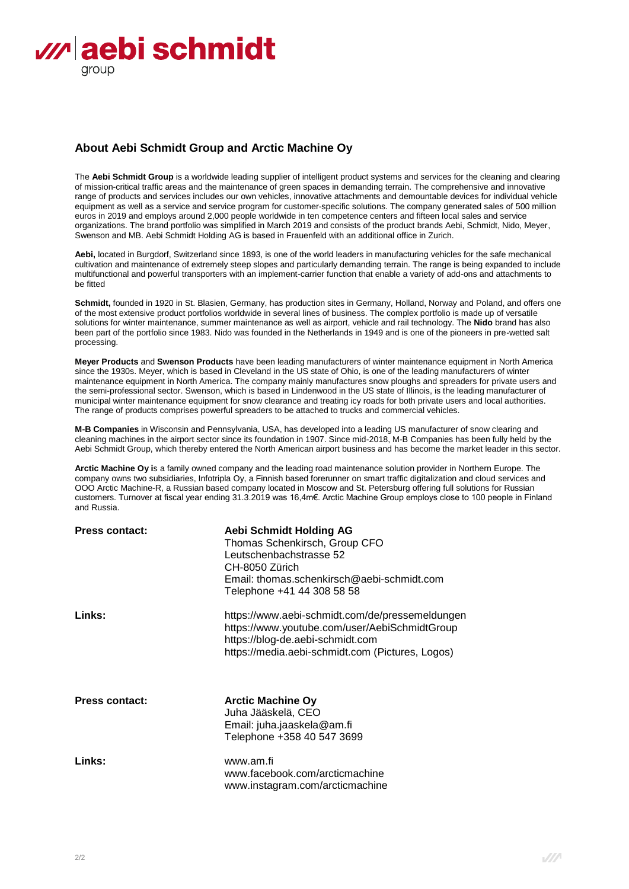## About Aebi Schmidt Group and Arctic Machine Oy

The **Aebi Schmidt Group** is a worldwide leading supplier of intelligent product systems and services for the cleaning and clearing of mission-critical traffic areas and the maintenance of green spaces in demanding terrain. The comprehensive and innovative range of products and services includes our own vehicles, innovative attachments and demountable devices for individual vehicle equipment as well as a service and service program for customer-specific solutions. The company generated sales of 500 million euros in 2019 and employs around 2,000 people worldwide in ten competence centers and fifteen local sales and service organizations. The brand portfolio was simplified in March 2019 and consists of the product brands Aebi, Schmidt, Nido, Meyer, Swenson and MB. Aebi Schmidt Holding AG is based in Frauenfeld with an additional office in Zurich.

**Aebi,** located in Burgdorf, Switzerland since 1893, is one of the world leaders in manufacturing vehicles for the safe mechanical cultivation and maintenance of extremely steep slopes and particularly demanding terrain. The range is being expanded to include multifunctional and powerful transporters with an implement-carrier function that enable a variety of add-ons and attachments to be fitted

**Schmidt,** founded in 1920 in St. Blasien, Germany, has production sites in Germany, Holland, Norway and Poland, and offers one of the most extensive product portfolios worldwide in several lines of business. The complex portfolio is made up of versatile solutions for winter maintenance, summer maintenance as well as airport, vehicle and rail technology. The **Nido** brand has also been part of the portfolio since 1983. Nido was founded in the Netherlands in 1949 and is one of the pioneers in pre-wetted salt processing.

**Meyer Products** and **Swenson Products** have been leading manufacturers of winter maintenance equipment in North America since the 1930s. Meyer, which is based in Cleveland in the US state of Ohio, is one of the leading manufacturers of winter maintenance equipment in North America. The company mainly manufactures snow ploughs and spreaders for private users and the semi-professional sector. Swenson, which is based in Lindenwood in the US state of Illinois, is the leading manufacturer of municipal winter maintenance equipment for snow clearance and treating icy roads for both private users and local authorities. The range of products comprises powerful spreaders to be attached to trucks and commercial vehicles.

**M-B Companies** in Wisconsin and Pennsylvania, USA, has developed into a leading US manufacturer of snow clearing and cleaning machines in the airport sector since its foundation in 1907. Since mid-2018, M-B Companies has been fully held by the Aebi Schmidt Group, which thereby entered the North American airport business and has become the market leader in this sector.

**Arctic Machine Oy i**s a family owned company and the leading road maintenance solution provider in Northern Europe. The company owns two subsidiaries, Infotripla Oy, a Finnish based forerunner on smart traffic digitalization and cloud services and OOO Arctic Machine-R, a Russian based company located in Moscow and St. Petersburg offering full solutions for Russian customers. Turnover at fiscal year ending 31.3.2019 was 16,4m€. Arctic Machine Group employs close to 100 people in Finland and Russia.

**Press contact:**

**Aebi Schmidt Holding AG**
Thomas Schenkirsch, Group CFO
Leutschenbachstrasse 52
CH-8050 Zürich
Email: thomas.schenkirsch@aebi-schmidt.com
Telephone +41 44 308 58 58

**Links:**

https://www.aebi-schmidt.com/de/pressemeldungen
https://www.youtube.com/user/AebiSchmidtGroup
https://blog-de.aebi-schmidt.com
https://media.aebi-schmidt.com (Pictures, Logos)

**Press contact:**

**Arctic Machine Oy**
Juha Jääskelä, CEO
Email: juha.jaaskela@am.fi
Telephone +358 40 547 3699

**Links:**

www.am.fi
www.facebook.com/arcticmachine
www.instagram.com/arcticmachine